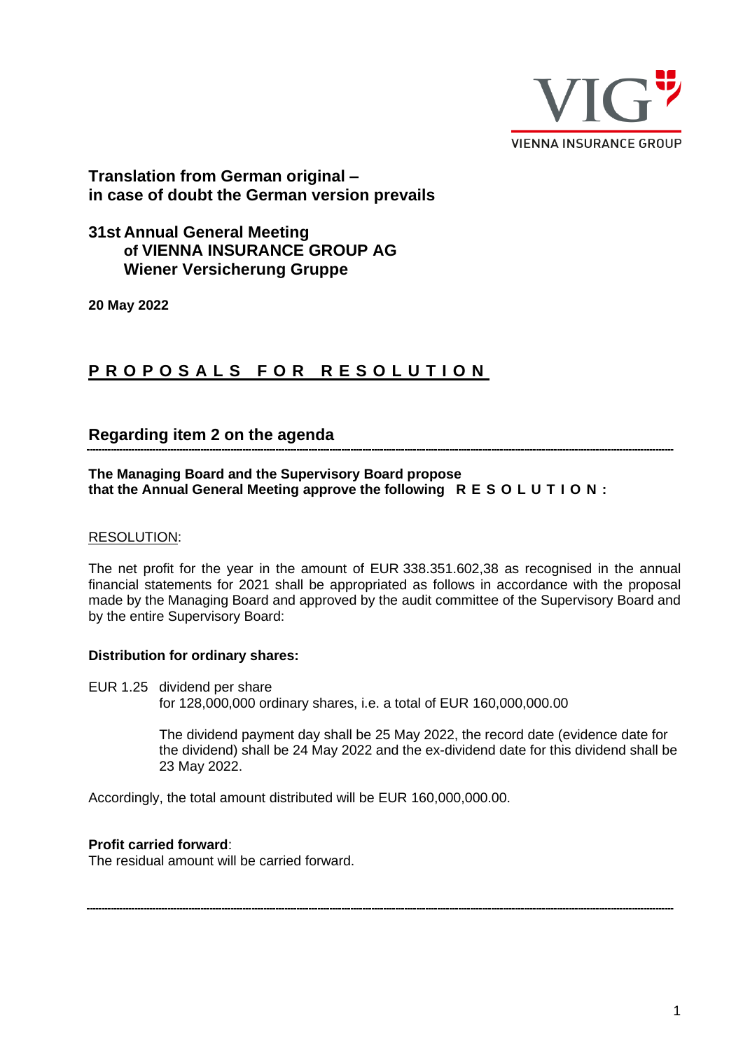**Translation from German original –**
**in case of doubt the German version prevails**

# 31st Annual General Meeting of VIENNA INSURANCE GROUP AG Wiener Versicherung Gruppe

**20 May 2022**

## PROPOSALS FOR RESOLUTION

## Regarding item 2 on the agenda

---

**The Managing Board and the Supervisory Board propose that the Annual General Meeting approve the following R E S O L U T I O N :**

RESOLUTION:

The net profit for the year in the amount of EUR 338.351.602,38 as recognised in the annual financial statements for 2021 shall be appropriated as follows in accordance with the proposal made by the Managing Board and approved by the audit committee of the Supervisory Board and by the entire Supervisory Board:

**Distribution for ordinary shares:**

EUR 1.25 dividend per share
for 128,000,000 ordinary shares, i.e. a total of EUR 160,000,000.00

The dividend payment day shall be 25 May 2022, the record date (evidence date for the dividend) shall be 24 May 2022 and the ex-dividend date for this dividend shall be 23 May 2022.

Accordingly, the total amount distributed will be EUR 160,000,000.00.

**Profit carried forward**:
The residual amount will be carried forward.

---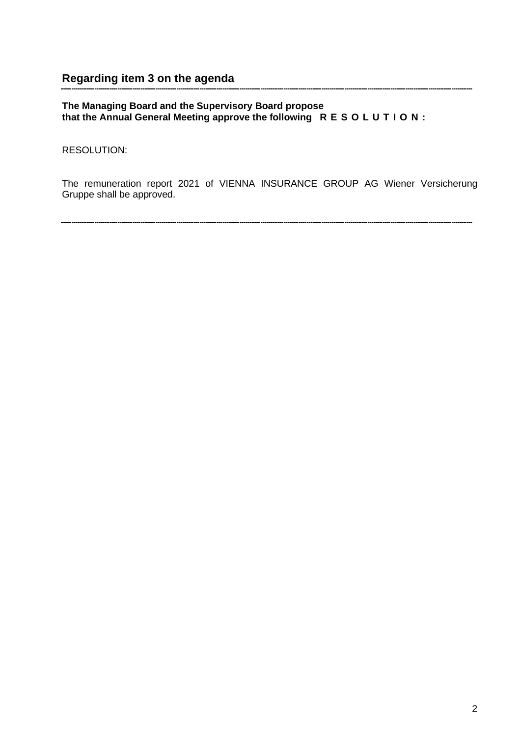## Regarding item 3 on the agenda

---

**The Managing Board and the Supervisory Board propose that the Annual General Meeting approve the following R E S O L U T I O N :**

RESOLUTION:

The remuneration report 2021 of VIENNA INSURANCE GROUP AG Wiener Versicherung Gruppe shall be approved.

---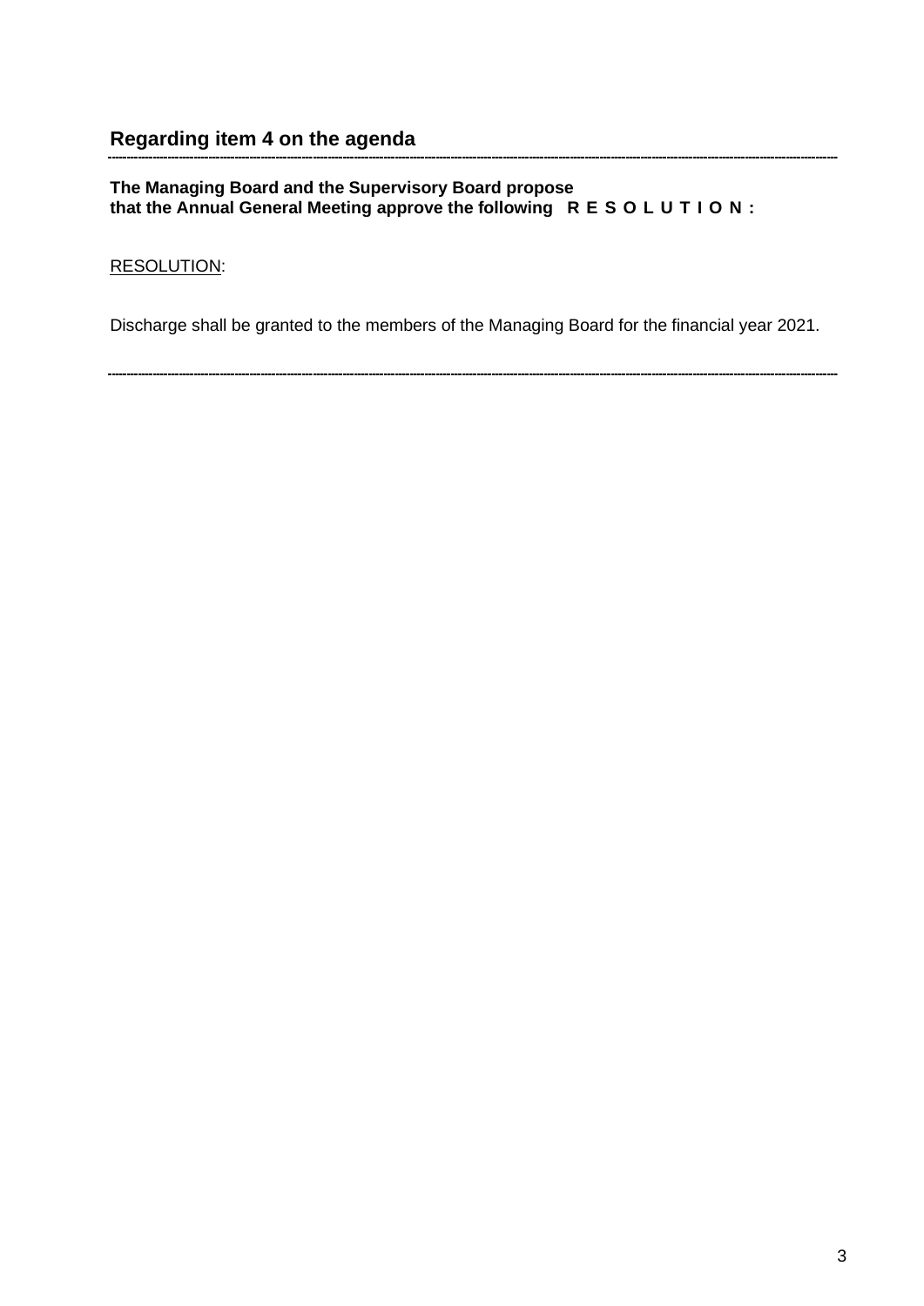## Regarding item 4 on the agenda

---

**The Managing Board and the Supervisory Board propose that the Annual General Meeting approve the following R E S O L U T I O N :**

RESOLUTION:

Discharge shall be granted to the members of the Managing Board for the financial year 2021.

---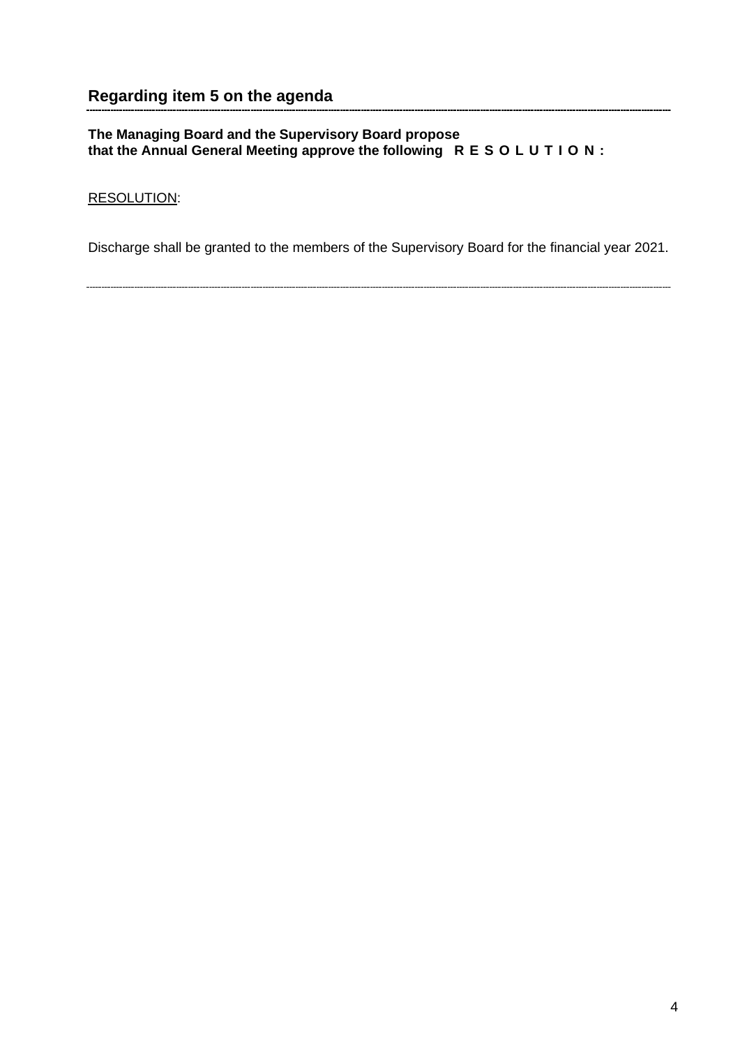## Regarding item 5 on the agenda

---

**The Managing Board and the Supervisory Board propose that the Annual General Meeting approve the following R E S O L U T I O N :**

RESOLUTION:

Discharge shall be granted to the members of the Supervisory Board for the financial year 2021.

---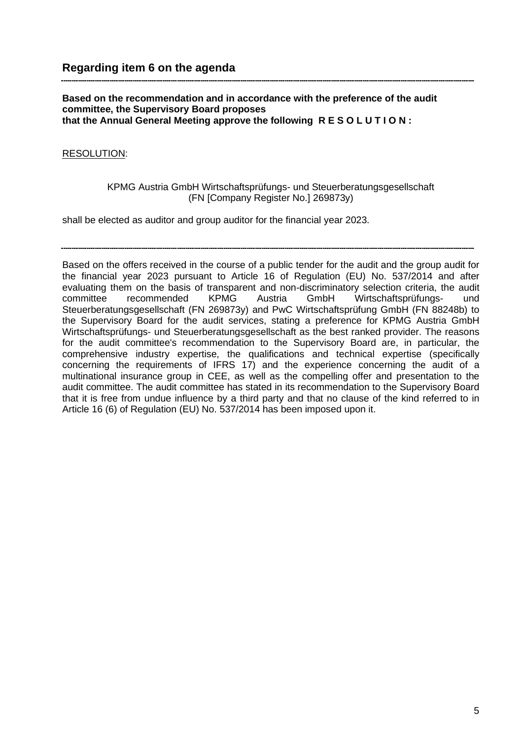## Regarding item 6 on the agenda

---

**Based on the recommendation and in accordance with the preference of the audit committee, the Supervisory Board proposes that the Annual General Meeting approve the following R E S O L U T I O N :**

RESOLUTION:

KPMG Austria GmbH Wirtschaftsprüfungs- und Steuerberatungsgesellschaft
(FN [Company Register No.] 269873y)

shall be elected as auditor and group auditor for the financial year 2023.

---

Based on the offers received in the course of a public tender for the audit and the group audit for the financial year 2023 pursuant to Article 16 of Regulation (EU) No. 537/2014 and after evaluating them on the basis of transparent and non-discriminatory selection criteria, the audit committee recommended KPMG Austria GmbH Wirtschaftsprüfungs- und Steuerberatungsgesellschaft (FN 269873y) and PwC Wirtschaftsprüfung GmbH (FN 88248b) to the Supervisory Board for the audit services, stating a preference for KPMG Austria GmbH Wirtschaftsprüfungs- und Steuerberatungsgesellschaft as the best ranked provider. The reasons for the audit committee's recommendation to the Supervisory Board are, in particular, the comprehensive industry expertise, the qualifications and technical expertise (specifically concerning the requirements of IFRS 17) and the experience concerning the audit of a multinational insurance group in CEE, as well as the compelling offer and presentation to the audit committee. The audit committee has stated in its recommendation to the Supervisory Board that it is free from undue influence by a third party and that no clause of the kind referred to in Article 16 (6) of Regulation (EU) No. 537/2014 has been imposed upon it.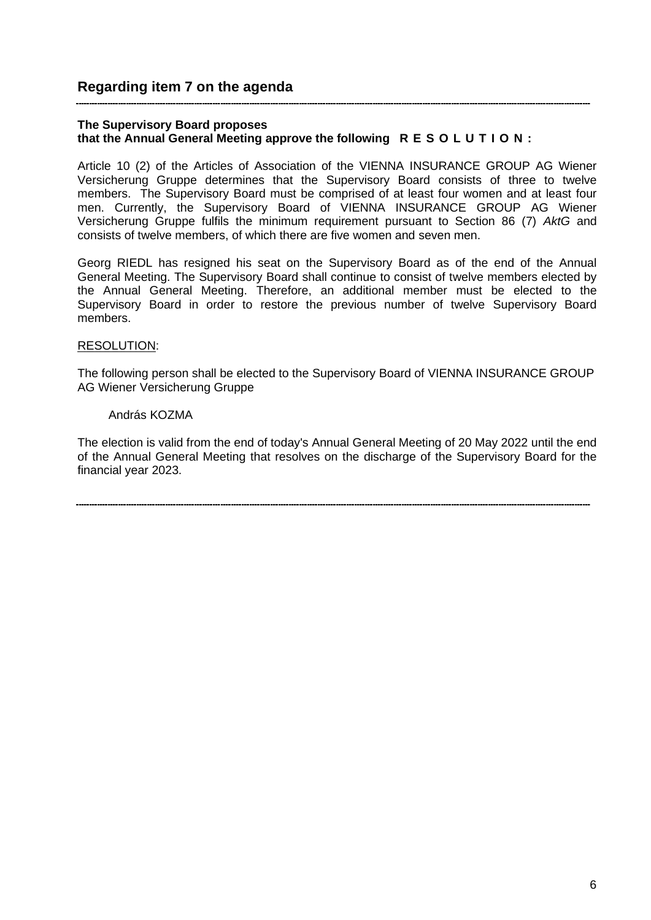## Regarding item 7 on the agenda

---

**The Supervisory Board proposes**
**that the Annual General Meeting approve the following R E S O L U T I O N :**

Article 10 (2) of the Articles of Association of the VIENNA INSURANCE GROUP AG Wiener Versicherung Gruppe determines that the Supervisory Board consists of three to twelve members. The Supervisory Board must be comprised of at least four women and at least four men. Currently, the Supervisory Board of VIENNA INSURANCE GROUP AG Wiener Versicherung Gruppe fulfils the minimum requirement pursuant to Section 86 (7) *AktG* and consists of twelve members, of which there are five women and seven men.

Georg RIEDL has resigned his seat on the Supervisory Board as of the end of the Annual General Meeting. The Supervisory Board shall continue to consist of twelve members elected by the Annual General Meeting. Therefore, an additional member must be elected to the Supervisory Board in order to restore the previous number of twelve Supervisory Board members.

<u>RESOLUTION</u>:

The following person shall be elected to the Supervisory Board of VIENNA INSURANCE GROUP AG Wiener Versicherung Gruppe

András KOZMA

The election is valid from the end of today's Annual General Meeting of 20 May 2022 until the end of the Annual General Meeting that resolves on the discharge of the Supervisory Board for the financial year 2023.

---